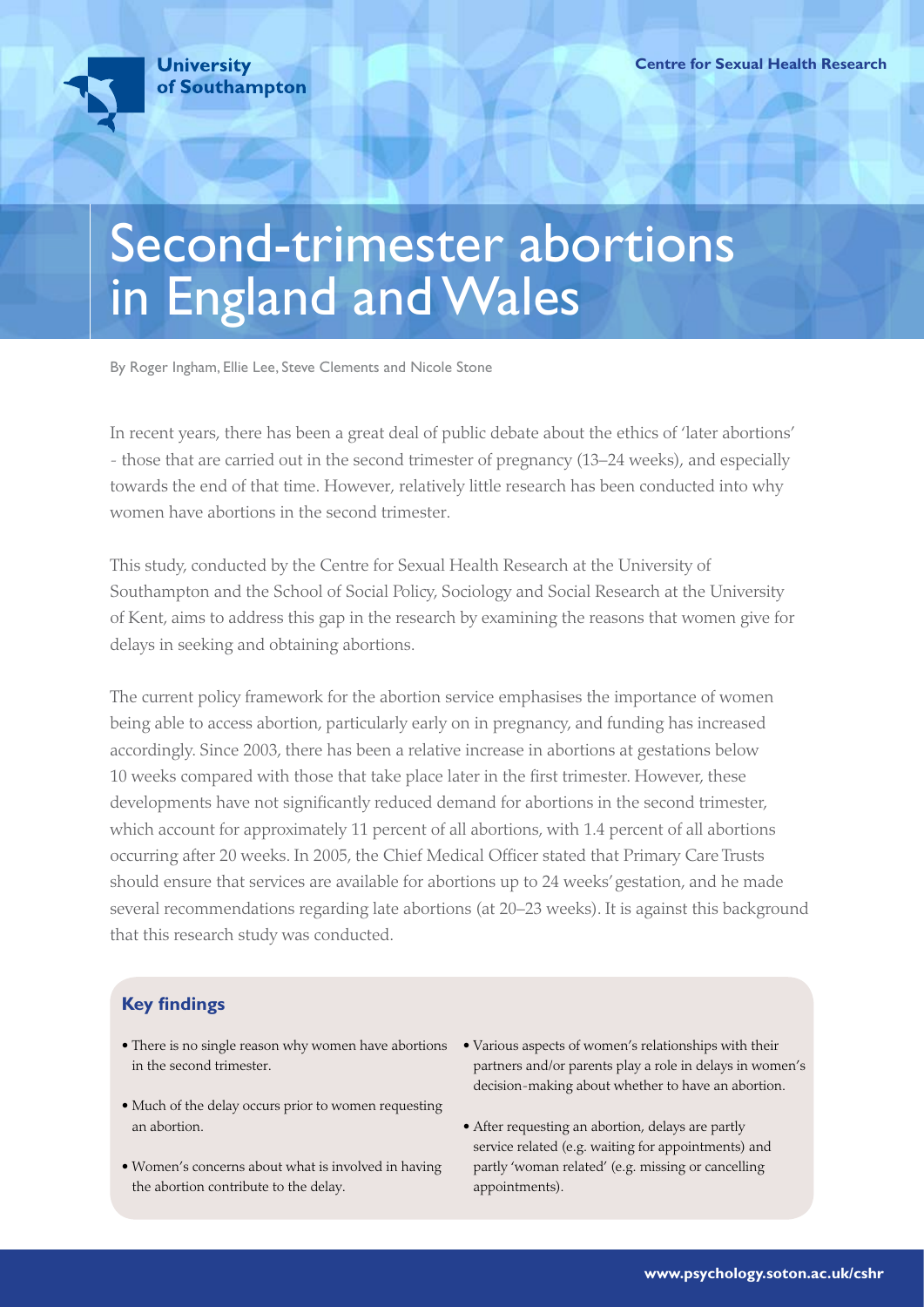University of Southampton

Centre for Sexual Health Research

# Second-trimester abortions in England and Wales

By Roger Ingham, Ellie Lee, Steve Clements and Nicole Stone

In recent years, there has been a great deal of public debate about the ethics of 'later abortions' - those that are carried out in the second trimester of pregnancy (13–24 weeks), and especially towards the end of that time. However, relatively little research has been conducted into why women have abortions in the second trimester.

This study, conducted by the Centre for Sexual Health Research at the University of Southampton and the School of Social Policy, Sociology and Social Research at the University of Kent, aims to address this gap in the research by examining the reasons that women give for delays in seeking and obtaining abortions.

The current policy framework for the abortion service emphasises the importance of women being able to access abortion, particularly early on in pregnancy, and funding has increased accordingly. Since 2003, there has been a relative increase in abortions at gestations below 10 weeks compared with those that take place later in the first trimester. However, these developments have not significantly reduced demand for abortions in the second trimester, which account for approximately 11 percent of all abortions, with 1.4 percent of all abortions occurring after 20 weeks. In 2005, the Chief Medical Officer stated that Primary Care Trusts should ensure that services are available for abortions up to 24 weeks' gestation, and he made several recommendations regarding late abortions (at 20–23 weeks). It is against this background that this research study was conducted.

## Key findings

- There is no single reason why women have abortions in the second trimester.
- Much of the delay occurs prior to women requesting an abortion.
- Women's concerns about what is involved in having the abortion contribute to the delay.
- Various aspects of women's relationships with their partners and/or parents play a role in delays in women's decision-making about whether to have an abortion.
- After requesting an abortion, delays are partly service related (e.g. waiting for appointments) and partly 'woman related' (e.g. missing or cancelling appointments).

www.psychology.soton.ac.uk/cshr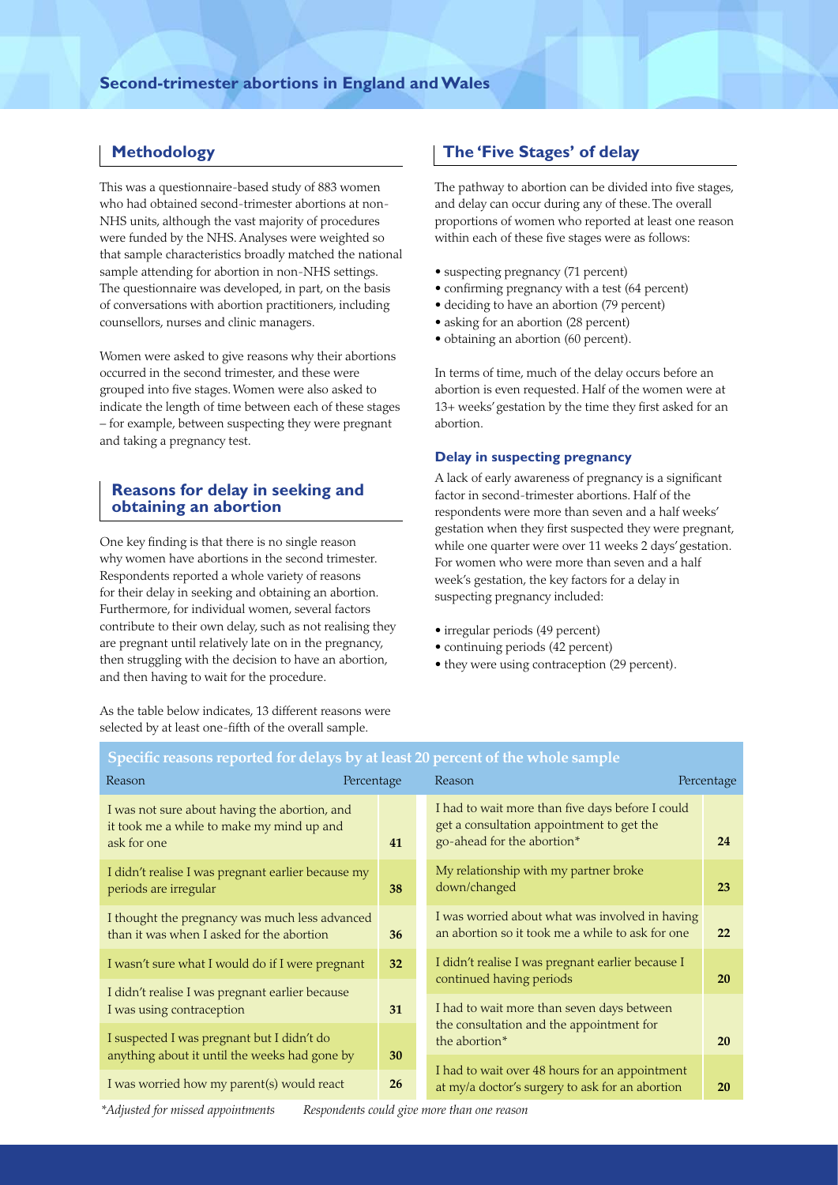## Methodology

This was a questionnaire-based study of 883 women who had obtained second-trimester abortions at non-NHS units, although the vast majority of procedures were funded by the NHS. Analyses were weighted so that sample characteristics broadly matched the national sample attending for abortion in non-NHS settings. The questionnaire was developed, in part, on the basis of conversations with abortion practitioners, including counsellors, nurses and clinic managers.

Women were asked to give reasons why their abortions occurred in the second trimester, and these were grouped into five stages. Women were also asked to indicate the length of time between each of these stages – for example, between suspecting they were pregnant and taking a pregnancy test.

## Reasons for delay in seeking and obtaining an abortion

One key finding is that there is no single reason why women have abortions in the second trimester. Respondents reported a whole variety of reasons for their delay in seeking and obtaining an abortion. Furthermore, for individual women, several factors contribute to their own delay, such as not realising they are pregnant until relatively late on in the pregnancy, then struggling with the decision to have an abortion, and then having to wait for the procedure.

As the table below indicates, 13 different reasons were selected by at least one-fifth of the overall sample.

## The 'Five Stages' of delay

The pathway to abortion can be divided into five stages, and delay can occur during any of these. The overall proportions of women who reported at least one reason within each of these five stages were as follows:

- suspecting pregnancy (71 percent)
- confirming pregnancy with a test (64 percent)
- deciding to have an abortion (79 percent)
- asking for an abortion (28 percent)
- obtaining an abortion (60 percent).

In terms of time, much of the delay occurs before an abortion is even requested. Half of the women were at 13+ weeks' gestation by the time they first asked for an abortion.

### Delay in suspecting pregnancy

A lack of early awareness of pregnancy is a significant factor in second-trimester abortions. Half of the respondents were more than seven and a half weeks' gestation when they first suspected they were pregnant, while one quarter were over 11 weeks 2 days' gestation. For women who were more than seven and a half week's gestation, the key factors for a delay in suspecting pregnancy included:

- irregular periods (49 percent)
- continuing periods (42 percent)
- they were using contraception (29 percent).

**Specific reasons reported for delays by at least 20 percent of the whole sample**

| Reason | Percentage |
|---|---|
| I was not sure about having the abortion, and it took me a while to make my mind up and ask for one | 41 |
| I didn't realise I was pregnant earlier because my periods are irregular | 38 |
| I thought the pregnancy was much less advanced than it was when I asked for the abortion | 36 |
| I wasn't sure what I would do if I were pregnant | 32 |
| I didn't realise I was pregnant earlier because I was using contraception | 31 |
| I suspected I was pregnant but I didn't do anything about it until the weeks had gone by | 30 |
| I was worried how my parent(s) would react | 26 |
| I had to wait more than five days before I could get a consultation appointment to get the go-ahead for the abortion* | 24 |
| My relationship with my partner broke down/changed | 23 |
| I was worried about what was involved in having an abortion so it took me a while to ask for one | 22 |
| I didn't realise I was pregnant earlier because I continued having periods | 20 |
| I had to wait more than seven days between the consultation and the appointment for the abortion* | 20 |
| I had to wait over 48 hours for an appointment at my/a doctor's surgery to ask for an abortion | 20 |

*\*Adjusted for missed appointments* *Respondents could give more than one reason*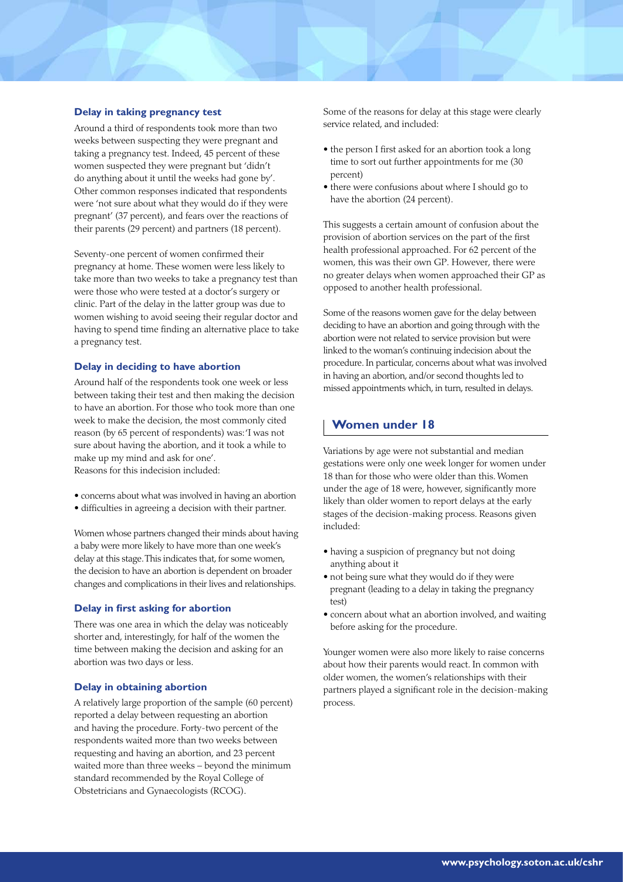### Delay in taking pregnancy test

Around a third of respondents took more than two weeks between suspecting they were pregnant and taking a pregnancy test. Indeed, 45 percent of these women suspected they were pregnant but 'didn't do anything about it until the weeks had gone by'. Other common responses indicated that respondents were 'not sure about what they would do if they were pregnant' (37 percent), and fears over the reactions of their parents (29 percent) and partners (18 percent).

Seventy-one percent of women confirmed their pregnancy at home. These women were less likely to take more than two weeks to take a pregnancy test than were those who were tested at a doctor's surgery or clinic. Part of the delay in the latter group was due to women wishing to avoid seeing their regular doctor and having to spend time finding an alternative place to take a pregnancy test.

### Delay in deciding to have abortion

Around half of the respondents took one week or less between taking their test and then making the decision to have an abortion. For those who took more than one week to make the decision, the most commonly cited reason (by 65 percent of respondents) was: 'I was not sure about having the abortion, and it took a while to make up my mind and ask for one'.
Reasons for this indecision included:

- concerns about what was involved in having an abortion
- difficulties in agreeing a decision with their partner.

Women whose partners changed their minds about having a baby were more likely to have more than one week's delay at this stage. This indicates that, for some women, the decision to have an abortion is dependent on broader changes and complications in their lives and relationships.

### Delay in first asking for abortion

There was one area in which the delay was noticeably shorter and, interestingly, for half of the women the time between making the decision and asking for an abortion was two days or less.

### Delay in obtaining abortion

A relatively large proportion of the sample (60 percent) reported a delay between requesting an abortion and having the procedure. Forty-two percent of the respondents waited more than two weeks between requesting and having an abortion, and 23 percent waited more than three weeks – beyond the minimum standard recommended by the Royal College of Obstetricians and Gynaecologists (RCOG).

Some of the reasons for delay at this stage were clearly service related, and included:

- the person I first asked for an abortion took a long time to sort out further appointments for me (30 percent)
- there were confusions about where I should go to have the abortion (24 percent).

This suggests a certain amount of confusion about the provision of abortion services on the part of the first health professional approached. For 62 percent of the women, this was their own GP. However, there were no greater delays when women approached their GP as opposed to another health professional.

Some of the reasons women gave for the delay between deciding to have an abortion and going through with the abortion were not related to service provision but were linked to the woman's continuing indecision about the procedure. In particular, concerns about what was involved in having an abortion, and/or second thoughts led to missed appointments which, in turn, resulted in delays.

## Women under 18

Variations by age were not substantial and median gestations were only one week longer for women under 18 than for those who were older than this. Women under the age of 18 were, however, significantly more likely than older women to report delays at the early stages of the decision-making process. Reasons given included:

- having a suspicion of pregnancy but not doing anything about it
- not being sure what they would do if they were pregnant (leading to a delay in taking the pregnancy test)
- concern about what an abortion involved, and waiting before asking for the procedure.

Younger women were also more likely to raise concerns about how their parents would react. In common with older women, the women's relationships with their partners played a significant role in the decision-making process.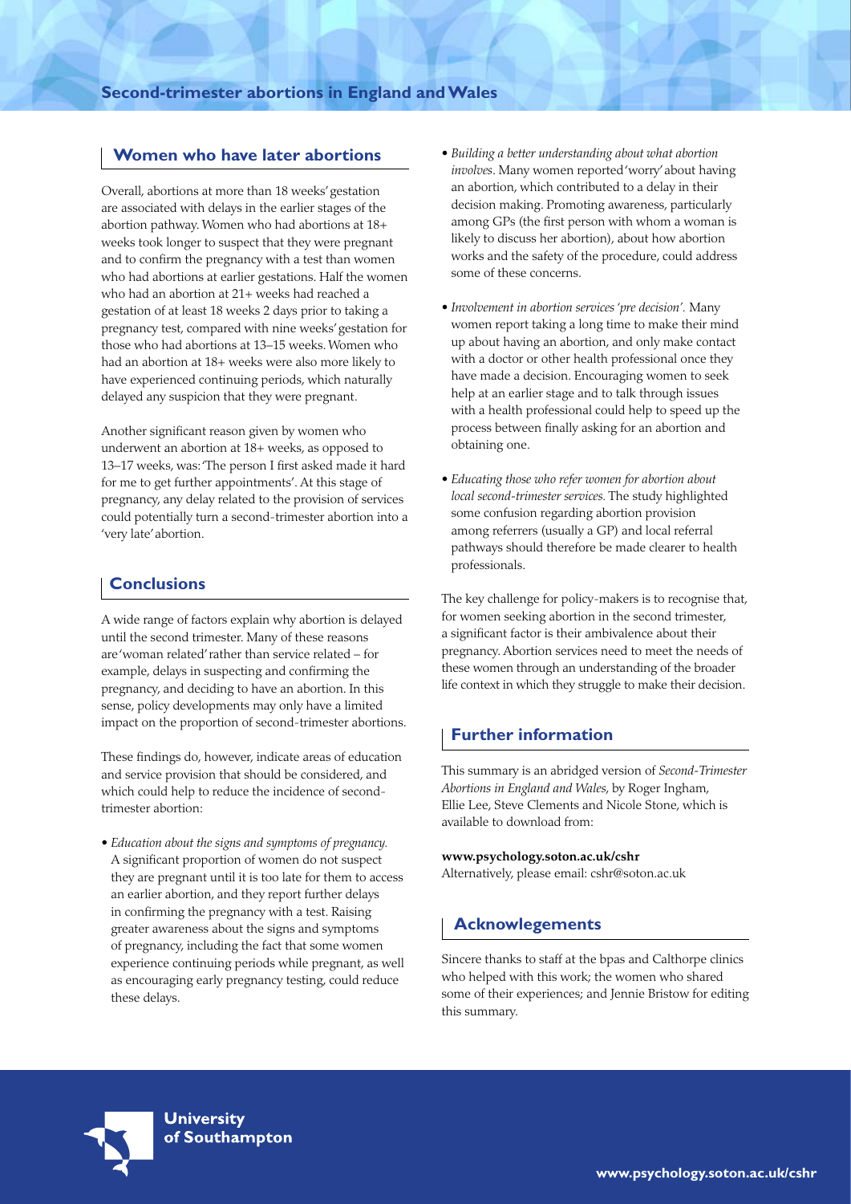## Women who have later abortions

Overall, abortions at more than 18 weeks' gestation are associated with delays in the earlier stages of the abortion pathway. Women who had abortions at 18+ weeks took longer to suspect that they were pregnant and to confirm the pregnancy with a test than women who had abortions at earlier gestations. Half the women who had an abortion at 21+ weeks had reached a gestation of at least 18 weeks 2 days prior to taking a pregnancy test, compared with nine weeks' gestation for those who had abortions at 13–15 weeks. Women who had an abortion at 18+ weeks were also more likely to have experienced continuing periods, which naturally delayed any suspicion that they were pregnant.

Another significant reason given by women who underwent an abortion at 18+ weeks, as opposed to 13–17 weeks, was: 'The person I first asked made it hard for me to get further appointments'. At this stage of pregnancy, any delay related to the provision of services could potentially turn a second-trimester abortion into a 'very late' abortion.

## Conclusions

A wide range of factors explain why abortion is delayed until the second trimester. Many of these reasons are 'woman related' rather than service related – for example, delays in suspecting and confirming the pregnancy, and deciding to have an abortion. In this sense, policy developments may only have a limited impact on the proportion of second-trimester abortions.

These findings do, however, indicate areas of education and service provision that should be considered, and which could help to reduce the incidence of second-trimester abortion:

- *Education about the signs and symptoms of pregnancy.* A significant proportion of women do not suspect they are pregnant until it is too late for them to access an earlier abortion, and they report further delays in confirming the pregnancy with a test. Raising greater awareness about the signs and symptoms of pregnancy, including the fact that some women experience continuing periods while pregnant, as well as encouraging early pregnancy testing, could reduce these delays.
- *Building a better understanding about what abortion involves*. Many women reported 'worry' about having an abortion, which contributed to a delay in their decision making. Promoting awareness, particularly among GPs (the first person with whom a woman is likely to discuss her abortion), about how abortion works and the safety of the procedure, could address some of these concerns.
- *Involvement in abortion services 'pre decision'.* Many women report taking a long time to make their mind up about having an abortion, and only make contact with a doctor or other health professional once they have made a decision. Encouraging women to seek help at an earlier stage and to talk through issues with a health professional could help to speed up the process between finally asking for an abortion and obtaining one.
- *Educating those who refer women for abortion about local second-trimester services.* The study highlighted some confusion regarding abortion provision among referrers (usually a GP) and local referral pathways should therefore be made clearer to health professionals.

The key challenge for policy-makers is to recognise that, for women seeking abortion in the second trimester, a significant factor is their ambivalence about their pregnancy. Abortion services need to meet the needs of these women through an understanding of the broader life context in which they struggle to make their decision.

## Further information

This summary is an abridged version of *Second-Trimester Abortions in England and Wales*, by Roger Ingham, Ellie Lee, Steve Clements and Nicole Stone, which is available to download from:

**www.psychology.soton.ac.uk/cshr**
Alternatively, please email: cshr@soton.ac.uk

## Acknowlegements

Sincere thanks to staff at the bpas and Calthorpe clinics who helped with this work; the women who shared some of their experiences; and Jennie Bristow for editing this summary.

**University of Southampton**

**www.psychology.soton.ac.uk/cshr**